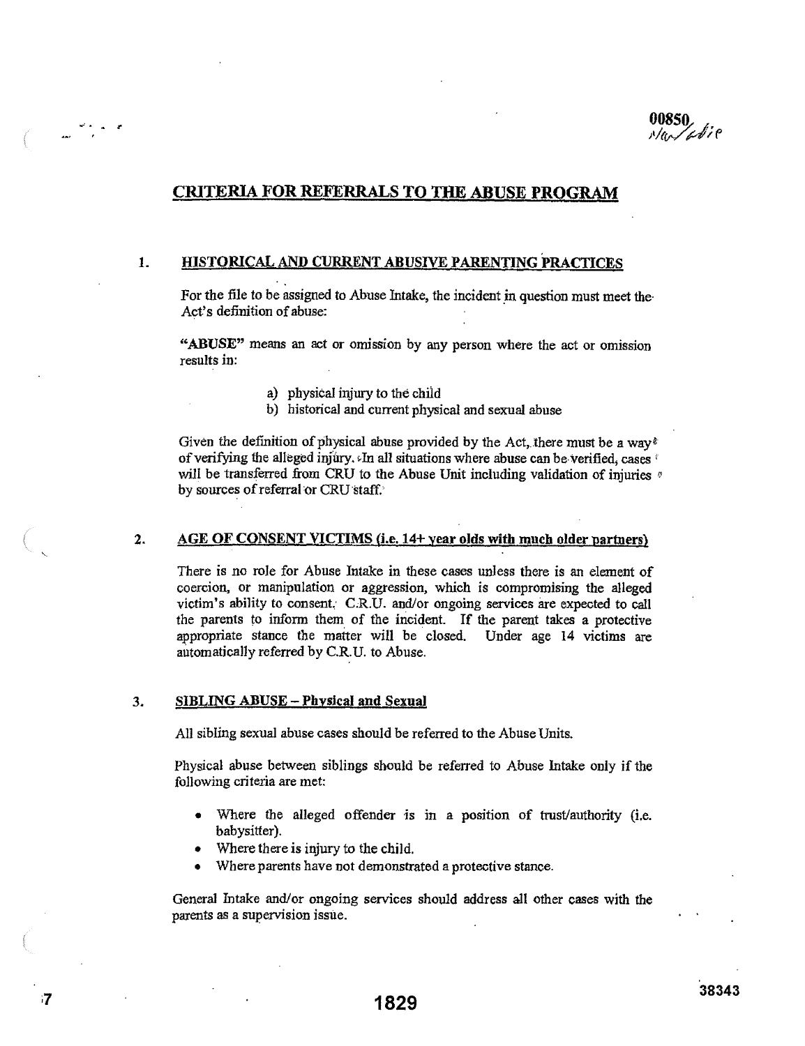## CRITERIA FOR REFERRALS TO THE ABUSE PROGRAM

### 1. HISTORICAL AND CURRENT ABUSIVE PARENTING PRACTICES

For the file to be assigned to Abuse Intake, the incident in question must meet the Act's definition of abuse:

**"ABUSE"** means an act or omission by any person where the act or omission results in:

a) physical injury to the child
b) historical and current physical and sexual abuse

Given the definition of physical abuse provided by the Act, there must be a way of verifying the alleged injury. In all situations where abuse can be verified, cases will be transferred from CRU to the Abuse Unit including validation of injuries by sources of referral or CRU staff.

### 2. AGE OF CONSENT VICTIMS (i.e. 14+ year olds with much older partners)

There is no role for Abuse Intake in these cases unless there is an element of coercion, or manipulation or aggression, which is compromising the alleged victim's ability to consent. C.R.U. and/or ongoing services are expected to call the parents to inform them of the incident. If the parent takes a protective appropriate stance the matter will be closed. Under age 14 victims are automatically referred by C.R.U. to Abuse.

### 3. SIBLING ABUSE – Physical and Sexual

All sibling sexual abuse cases should be referred to the Abuse Units.

Physical abuse between siblings should be referred to Abuse Intake only if the following criteria are met:

- Where the alleged offender is in a position of trust/authority (i.e. babysitter).
- Where there is injury to the child.
- Where parents have not demonstrated a protective stance.

General Intake and/or ongoing services should address all other cases with the parents as a supervision issue.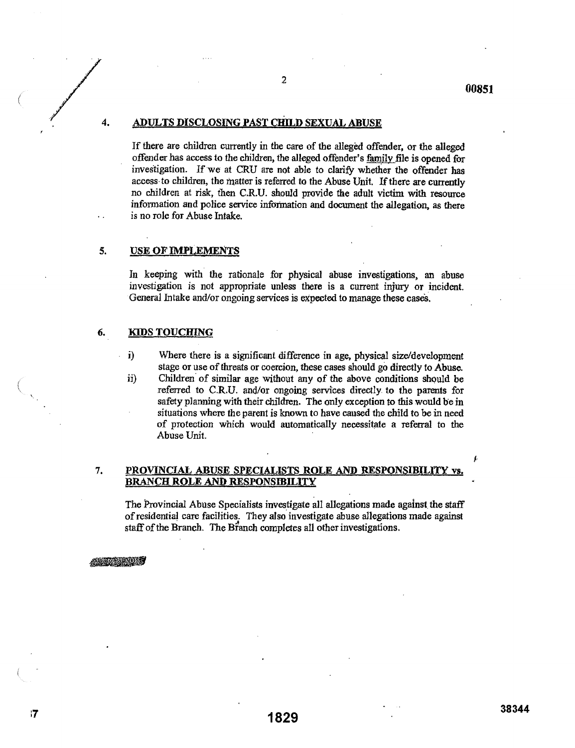## 4. ADULTS DISCLOSING PAST CHILD SEXUAL ABUSE

If there are children currently in the care of the alleged offender, or the alleged offender has access to the children, the alleged offender's family file is opened for investigation. If we at CRU are not able to clarify whether the offender has access to children, the matter is referred to the Abuse Unit. If there are currently no children at risk, then C.R.U. should provide the adult victim with resource information and police service information and document the allegation, as there is no role for Abuse Intake.

## 5. USE OF IMPLEMENTS

In keeping with the rationale for physical abuse investigations, an abuse investigation is not appropriate unless there is a current injury or incident. General Intake and/or ongoing services is expected to manage these cases.

## 6. KIDS TOUCHING

i) Where there is a significant difference in age, physical size/development stage or use of threats or coercion, these cases should go directly to Abuse.

ii) Children of similar age without any of the above conditions should be referred to C.R.U. and/or ongoing services directly to the parents for safety planning with their children. The only exception to this would be in situations where the parent is known to have caused the child to be in need of protection which would automatically necessitate a referral to the Abuse Unit.

## 7. PROVINCIAL ABUSE SPECIALISTS ROLE AND RESPONSIBILITY vs. BRANCH ROLE AND RESPONSIBILITY

The Provincial Abuse Specialists investigate all allegations made against the staff of residential care facilities. They also investigate abuse allegations made against staff of the Branch. The Branch completes all other investigations.